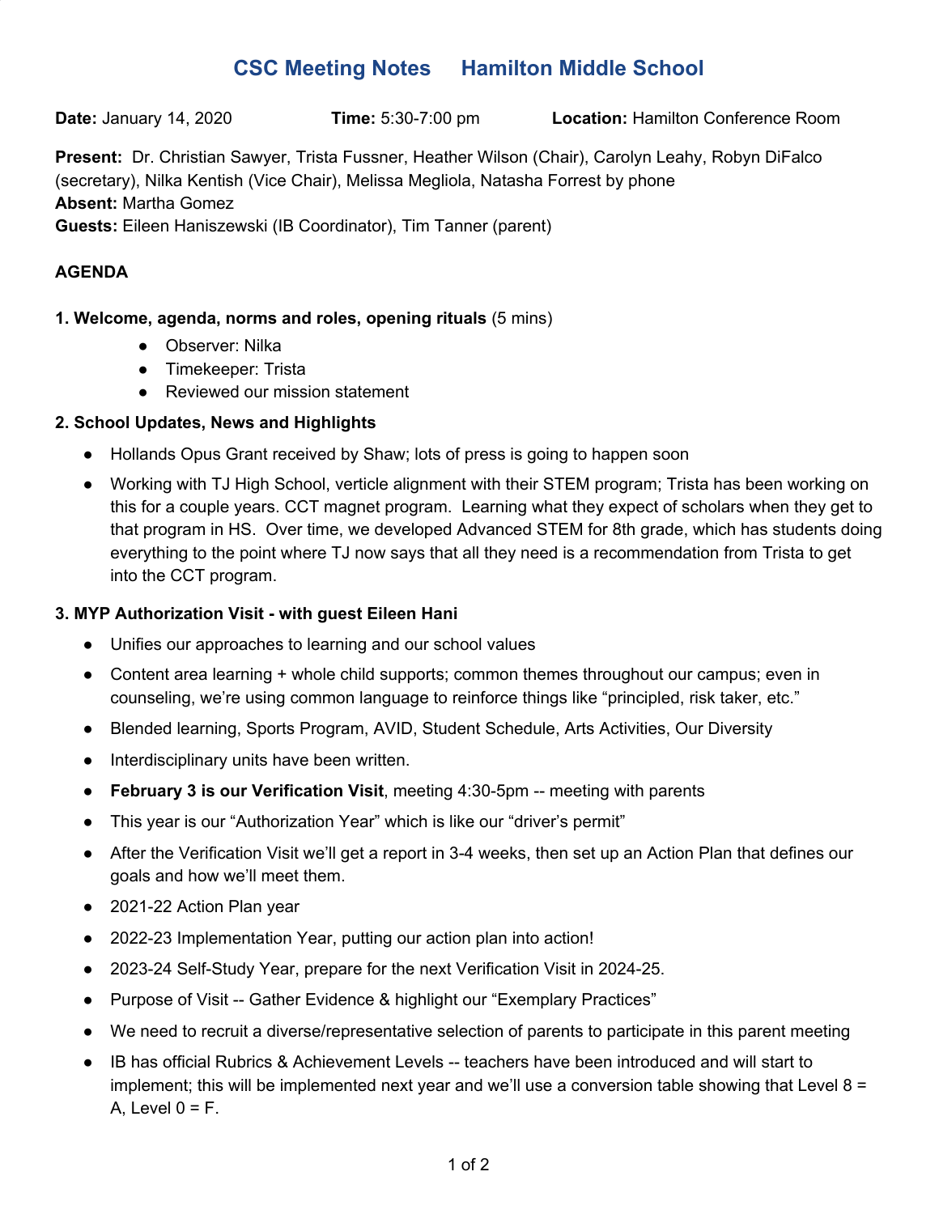# CSC Meeting Notes     Hamilton Middle School

**Date:** January 14, 2020     **Time:** 5:30-7:00 pm     **Location:** Hamilton Conference Room

**Present:** Dr. Christian Sawyer, Trista Fussner, Heather Wilson (Chair), Carolyn Leahy, Robyn DiFalco (secretary), Nilka Kentish (Vice Chair), Melissa Megliola, Natasha Forrest by phone
**Absent:** Martha Gomez
**Guests:** Eileen Haniszewski (IB Coordinator), Tim Tanner (parent)

**AGENDA**

**1. Welcome, agenda, norms and roles, opening rituals** (5 mins)

- Observer: Nilka
- Timekeeper: Trista
- Reviewed our mission statement

**2. School Updates, News and Highlights**

- Hollands Opus Grant received by Shaw; lots of press is going to happen soon
- Working with TJ High School, verticle alignment with their STEM program; Trista has been working on this for a couple years. CCT magnet program. Learning what they expect of scholars when they get to that program in HS. Over time, we developed Advanced STEM for 8th grade, which has students doing everything to the point where TJ now says that all they need is a recommendation from Trista to get into the CCT program.

**3. MYP Authorization Visit - with guest Eileen Hani**

- Unifies our approaches to learning and our school values
- Content area learning + whole child supports; common themes throughout our campus; even in counseling, we're using common language to reinforce things like "principled, risk taker, etc."
- Blended learning, Sports Program, AVID, Student Schedule, Arts Activities, Our Diversity
- Interdisciplinary units have been written.
- **February 3 is our Verification Visit**, meeting 4:30-5pm -- meeting with parents
- This year is our "Authorization Year" which is like our "driver's permit"
- After the Verification Visit we'll get a report in 3-4 weeks, then set up an Action Plan that defines our goals and how we'll meet them.
- 2021-22 Action Plan year
- 2022-23 Implementation Year, putting our action plan into action!
- 2023-24 Self-Study Year, prepare for the next Verification Visit in 2024-25.
- Purpose of Visit -- Gather Evidence & highlight our "Exemplary Practices"
- We need to recruit a diverse/representative selection of parents to participate in this parent meeting
- IB has official Rubrics & Achievement Levels -- teachers have been introduced and will start to implement; this will be implemented next year and we'll use a conversion table showing that Level 8 = A, Level 0 = F.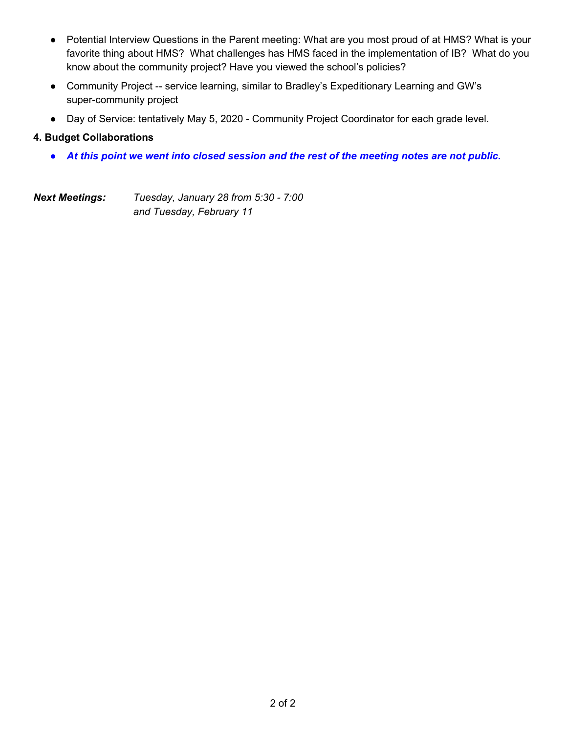- Potential Interview Questions in the Parent meeting: What are you most proud of at HMS? What is your favorite thing about HMS? What challenges has HMS faced in the implementation of IB? What do you know about the community project? Have you viewed the school's policies?
- Community Project -- service learning, similar to Bradley's Expeditionary Learning and GW's super-community project
- Day of Service: tentatively May 5, 2020 - Community Project Coordinator for each grade level.

**4. Budget Collaborations**

- ***At this point we went into closed session and the rest of the meeting notes are not public.***

***Next Meetings:*** *Tuesday, January 28 from 5:30 - 7:00*
*and Tuesday, February 11*